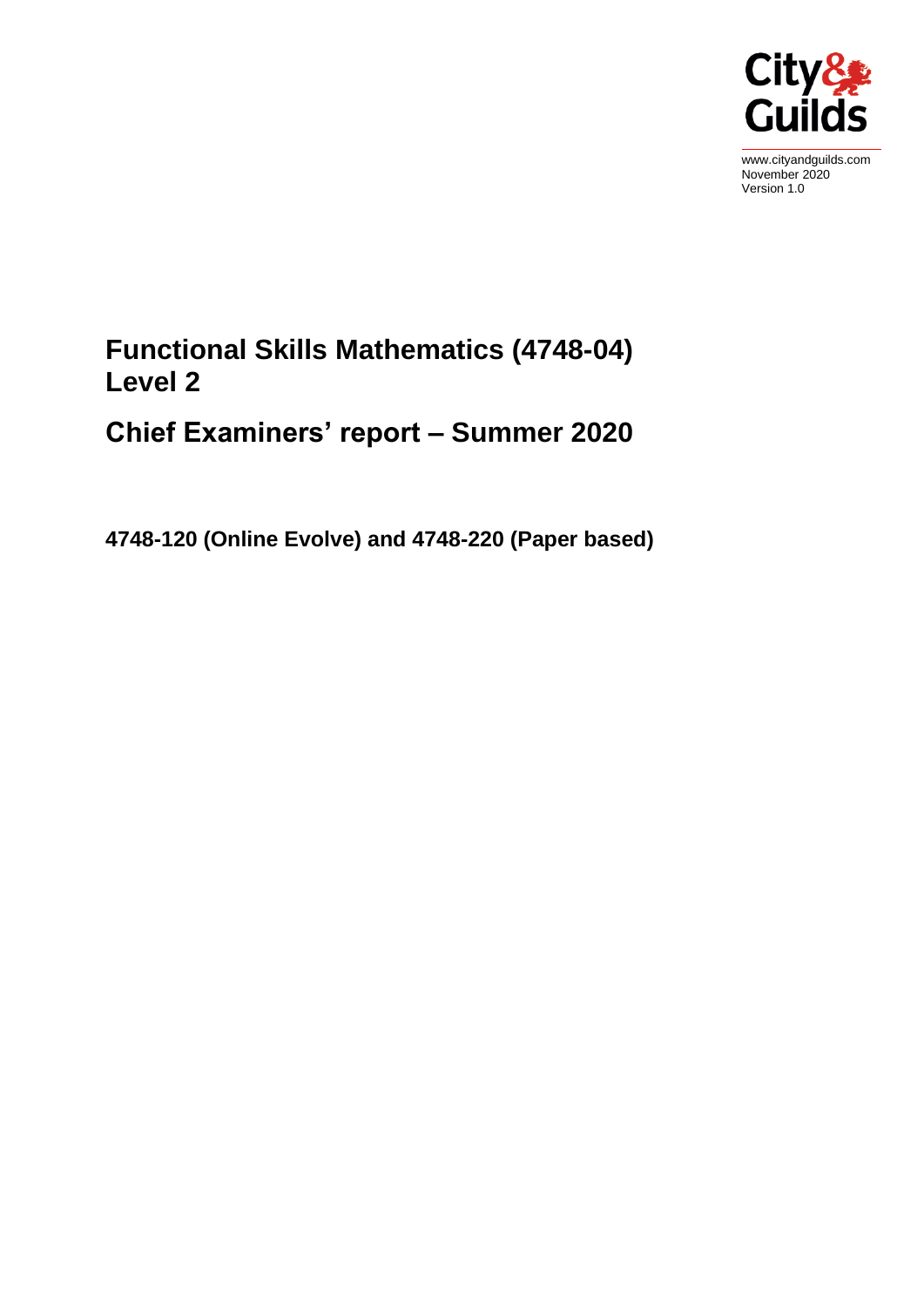www.cityandguilds.com
November 2020
Version 1.0

# Functional Skills Mathematics (4748-04) Level 2

# Chief Examiners' report – Summer 2020

**4748-120 (Online Evolve) and 4748-220 (Paper based)**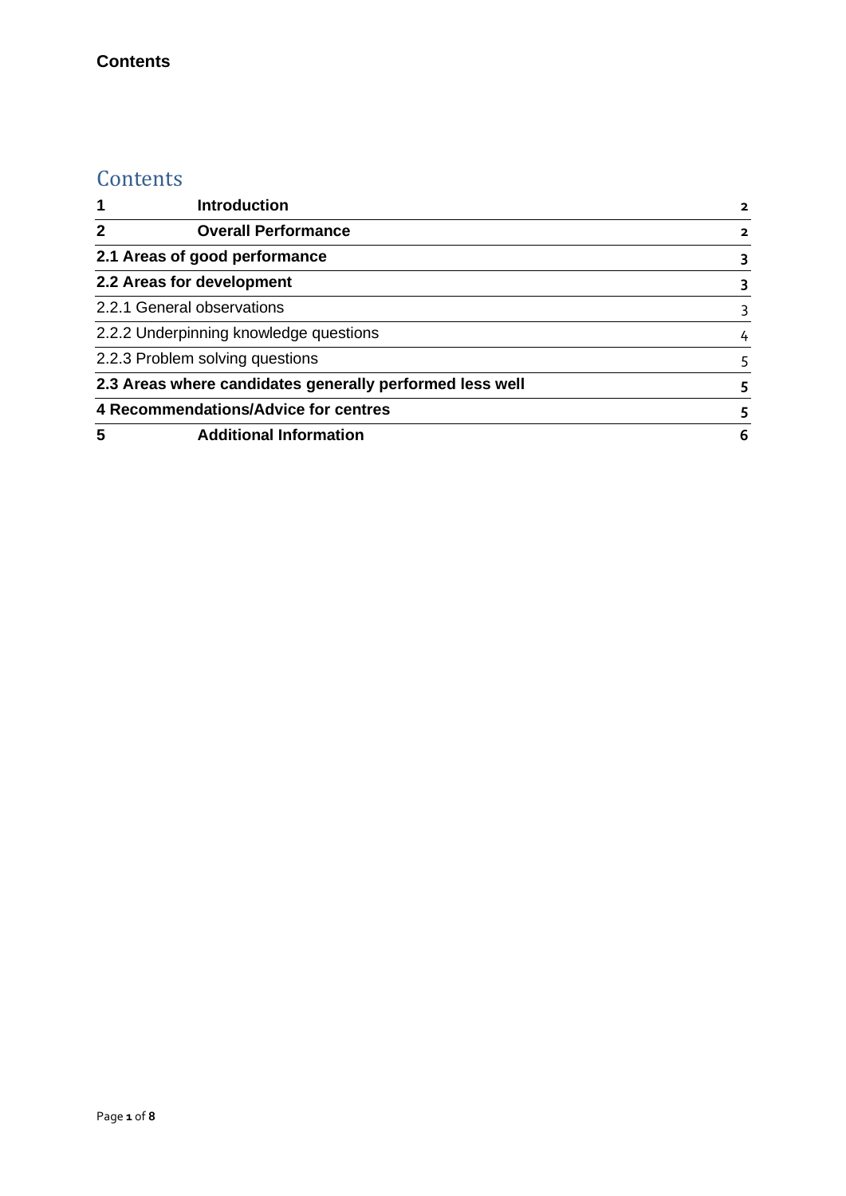**Contents**

## Contents

| | | |
|---|---|---|
| **1** | **Introduction** | **2** |
| **2** | **Overall Performance** | **2** |
| **2.1 Areas of good performance** | | **3** |
| **2.2 Areas for development** | | **3** |
| 2.2.1 General observations | | 3 |
| 2.2.2 Underpinning knowledge questions | | 4 |
| 2.2.3 Problem solving questions | | 5 |
| **2.3 Areas where candidates generally performed less well** | | **5** |
| **4 Recommendations/Advice for centres** | | **5** |
| **5** | **Additional Information** | **6** |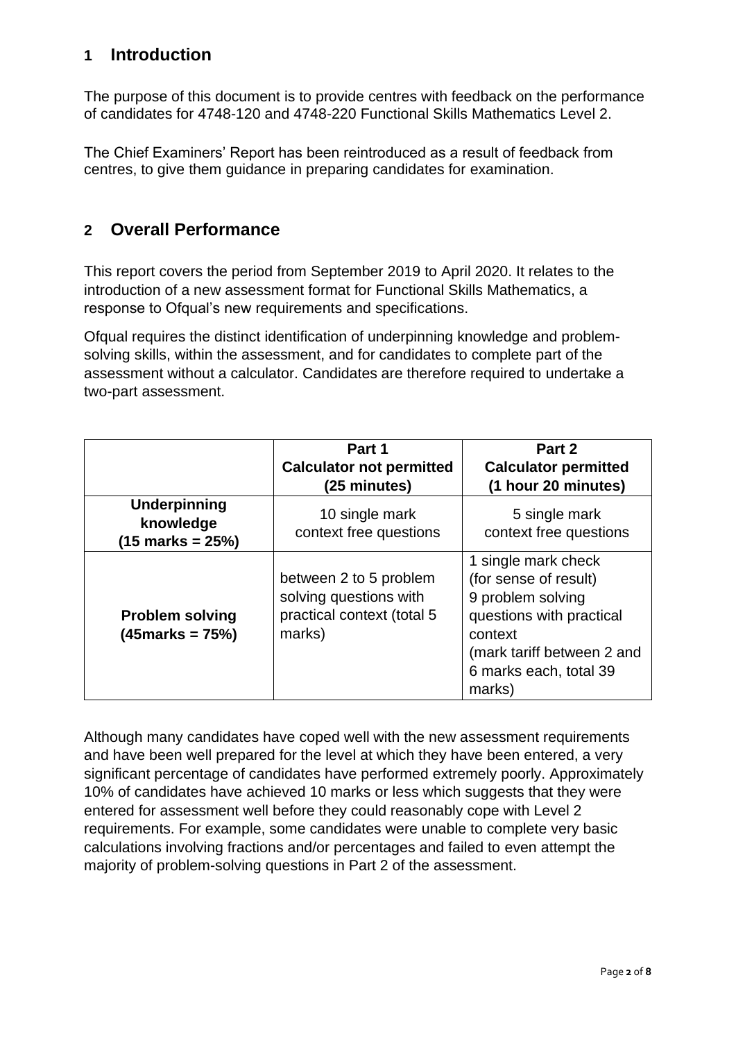## 1 Introduction

The purpose of this document is to provide centres with feedback on the performance of candidates for 4748-120 and 4748-220 Functional Skills Mathematics Level 2.

The Chief Examiners' Report has been reintroduced as a result of feedback from centres, to give them guidance in preparing candidates for examination.

## 2 Overall Performance

This report covers the period from September 2019 to April 2020. It relates to the introduction of a new assessment format for Functional Skills Mathematics, a response to Ofqual's new requirements and specifications.

Ofqual requires the distinct identification of underpinning knowledge and problem-solving skills, within the assessment, and for candidates to complete part of the assessment without a calculator. Candidates are therefore required to undertake a two-part assessment.

| | **Part 1 Calculator not permitted (25 minutes)** | **Part 2 Calculator permitted (1 hour 20 minutes)** |
|---|---|---|
| **Underpinning knowledge (15 marks = 25%)** | 10 single mark context free questions | 5 single mark context free questions |
| **Problem solving (45marks = 75%)** | between 2 to 5 problem solving questions with practical context (total 5 marks) | 1 single mark check (for sense of result) 9 problem solving questions with practical context (mark tariff between 2 and 6 marks each, total 39 marks) |

Although many candidates have coped well with the new assessment requirements and have been well prepared for the level at which they have been entered, a very significant percentage of candidates have performed extremely poorly. Approximately 10% of candidates have achieved 10 marks or less which suggests that they were entered for assessment well before they could reasonably cope with Level 2 requirements. For example, some candidates were unable to complete very basic calculations involving fractions and/or percentages and failed to even attempt the majority of problem-solving questions in Part 2 of the assessment.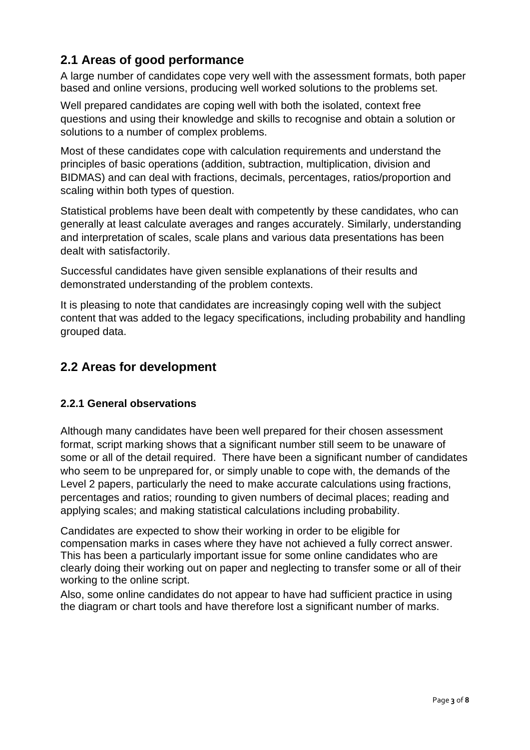## 2.1 Areas of good performance

A large number of candidates cope very well with the assessment formats, both paper based and online versions, producing well worked solutions to the problems set.

Well prepared candidates are coping well with both the isolated, context free questions and using their knowledge and skills to recognise and obtain a solution or solutions to a number of complex problems.

Most of these candidates cope with calculation requirements and understand the principles of basic operations (addition, subtraction, multiplication, division and BIDMAS) and can deal with fractions, decimals, percentages, ratios/proportion and scaling within both types of question.

Statistical problems have been dealt with competently by these candidates, who can generally at least calculate averages and ranges accurately. Similarly, understanding and interpretation of scales, scale plans and various data presentations has been dealt with satisfactorily.

Successful candidates have given sensible explanations of their results and demonstrated understanding of the problem contexts.

It is pleasing to note that candidates are increasingly coping well with the subject content that was added to the legacy specifications, including probability and handling grouped data.

## 2.2 Areas for development

### 2.2.1 General observations

Although many candidates have been well prepared for their chosen assessment format, script marking shows that a significant number still seem to be unaware of some or all of the detail required. There have been a significant number of candidates who seem to be unprepared for, or simply unable to cope with, the demands of the Level 2 papers, particularly the need to make accurate calculations using fractions, percentages and ratios; rounding to given numbers of decimal places; reading and applying scales; and making statistical calculations including probability.

Candidates are expected to show their working in order to be eligible for compensation marks in cases where they have not achieved a fully correct answer. This has been a particularly important issue for some online candidates who are clearly doing their working out on paper and neglecting to transfer some or all of their working to the online script.

Also, some online candidates do not appear to have had sufficient practice in using the diagram or chart tools and have therefore lost a significant number of marks.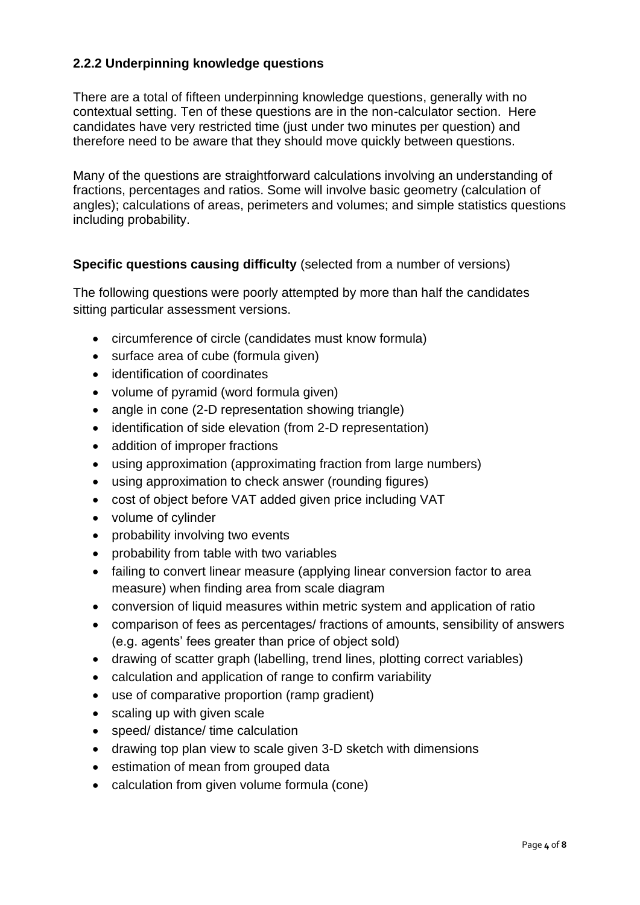### 2.2.2 Underpinning knowledge questions

There are a total of fifteen underpinning knowledge questions, generally with no contextual setting. Ten of these questions are in the non-calculator section. Here candidates have very restricted time (just under two minutes per question) and therefore need to be aware that they should move quickly between questions.

Many of the questions are straightforward calculations involving an understanding of fractions, percentages and ratios. Some will involve basic geometry (calculation of angles); calculations of areas, perimeters and volumes; and simple statistics questions including probability.

**Specific questions causing difficulty** (selected from a number of versions)

The following questions were poorly attempted by more than half the candidates sitting particular assessment versions.

- circumference of circle (candidates must know formula)
- surface area of cube (formula given)
- identification of coordinates
- volume of pyramid (word formula given)
- angle in cone (2-D representation showing triangle)
- identification of side elevation (from 2-D representation)
- addition of improper fractions
- using approximation (approximating fraction from large numbers)
- using approximation to check answer (rounding figures)
- cost of object before VAT added given price including VAT
- volume of cylinder
- probability involving two events
- probability from table with two variables
- failing to convert linear measure (applying linear conversion factor to area measure) when finding area from scale diagram
- conversion of liquid measures within metric system and application of ratio
- comparison of fees as percentages/ fractions of amounts, sensibility of answers (e.g. agents' fees greater than price of object sold)
- drawing of scatter graph (labelling, trend lines, plotting correct variables)
- calculation and application of range to confirm variability
- use of comparative proportion (ramp gradient)
- scaling up with given scale
- speed/ distance/ time calculation
- drawing top plan view to scale given 3-D sketch with dimensions
- estimation of mean from grouped data
- calculation from given volume formula (cone)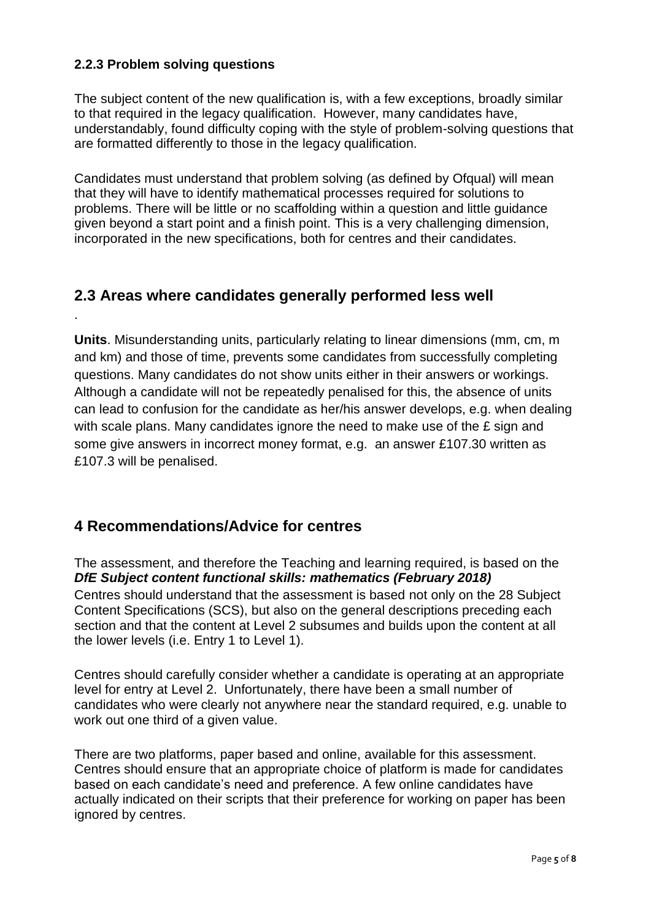### 2.2.3 Problem solving questions

The subject content of the new qualification is, with a few exceptions, broadly similar to that required in the legacy qualification. However, many candidates have, understandably, found difficulty coping with the style of problem-solving questions that are formatted differently to those in the legacy qualification.

Candidates must understand that problem solving (as defined by Ofqual) will mean that they will have to identify mathematical processes required for solutions to problems. There will be little or no scaffolding within a question and little guidance given beyond a start point and a finish point. This is a very challenging dimension, incorporated in the new specifications, both for centres and their candidates.

## 2.3 Areas where candidates generally performed less well

.

**Units**. Misunderstanding units, particularly relating to linear dimensions (mm, cm, m and km) and those of time, prevents some candidates from successfully completing questions. Many candidates do not show units either in their answers or workings. Although a candidate will not be repeatedly penalised for this, the absence of units can lead to confusion for the candidate as her/his answer develops, e.g. when dealing with scale plans. Many candidates ignore the need to make use of the £ sign and some give answers in incorrect money format, e.g. an answer £107.30 written as £107.3 will be penalised.

## 4 Recommendations/Advice for centres

The assessment, and therefore the Teaching and learning required, is based on the ***DfE Subject content functional skills: mathematics (February 2018)***
Centres should understand that the assessment is based not only on the 28 Subject Content Specifications (SCS), but also on the general descriptions preceding each section and that the content at Level 2 subsumes and builds upon the content at all the lower levels (i.e. Entry 1 to Level 1).

Centres should carefully consider whether a candidate is operating at an appropriate level for entry at Level 2. Unfortunately, there have been a small number of candidates who were clearly not anywhere near the standard required, e.g. unable to work out one third of a given value.

There are two platforms, paper based and online, available for this assessment. Centres should ensure that an appropriate choice of platform is made for candidates based on each candidate's need and preference. A few online candidates have actually indicated on their scripts that their preference for working on paper has been ignored by centres.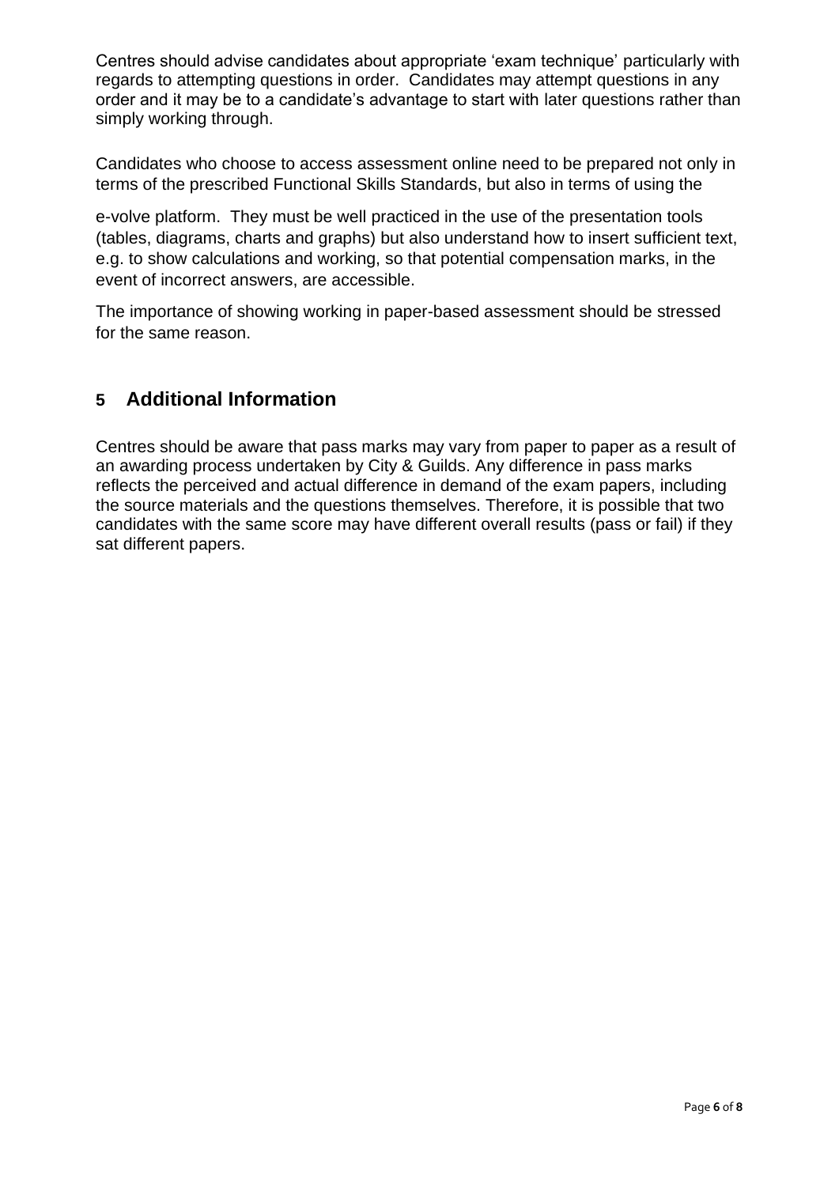Centres should advise candidates about appropriate 'exam technique' particularly with regards to attempting questions in order. Candidates may attempt questions in any order and it may be to a candidate's advantage to start with later questions rather than simply working through.

Candidates who choose to access assessment online need to be prepared not only in terms of the prescribed Functional Skills Standards, but also in terms of using the e-volve platform. They must be well practiced in the use of the presentation tools (tables, diagrams, charts and graphs) but also understand how to insert sufficient text, e.g. to show calculations and working, so that potential compensation marks, in the event of incorrect answers, are accessible.

The importance of showing working in paper-based assessment should be stressed for the same reason.

## 5 Additional Information

Centres should be aware that pass marks may vary from paper to paper as a result of an awarding process undertaken by City & Guilds. Any difference in pass marks reflects the perceived and actual difference in demand of the exam papers, including the source materials and the questions themselves. Therefore, it is possible that two candidates with the same score may have different overall results (pass or fail) if they sat different papers.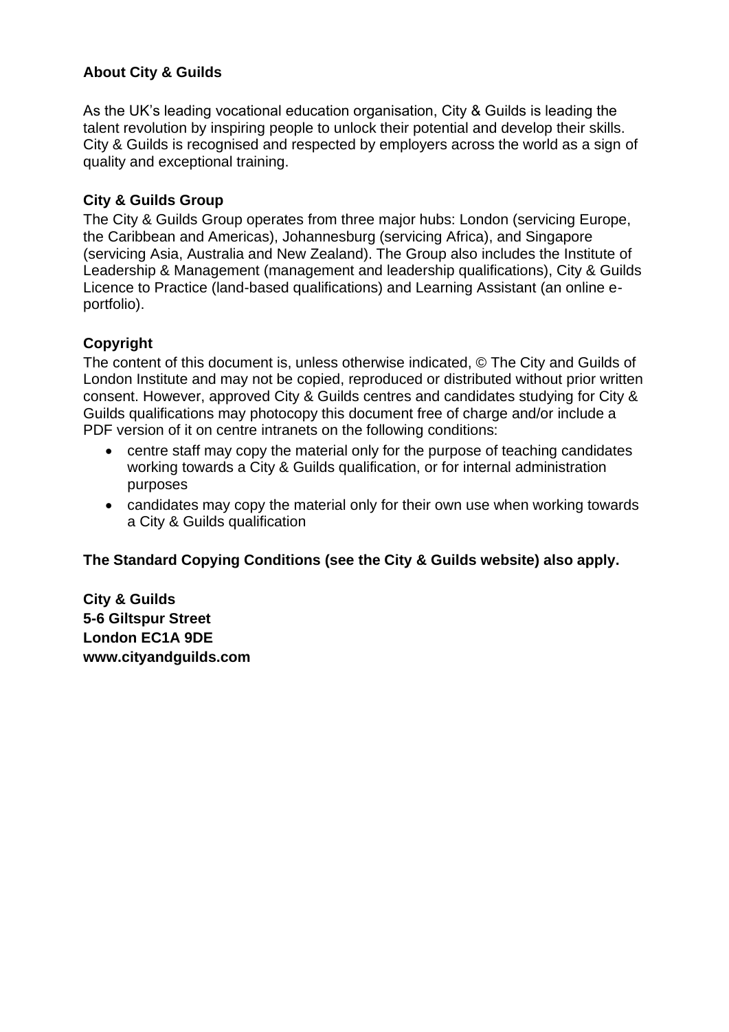**About City & Guilds**

As the UK's leading vocational education organisation, City & Guilds is leading the talent revolution by inspiring people to unlock their potential and develop their skills. City & Guilds is recognised and respected by employers across the world as a sign of quality and exceptional training.

**City & Guilds Group**

The City & Guilds Group operates from three major hubs: London (servicing Europe, the Caribbean and Americas), Johannesburg (servicing Africa), and Singapore (servicing Asia, Australia and New Zealand). The Group also includes the Institute of Leadership & Management (management and leadership qualifications), City & Guilds Licence to Practice (land-based qualifications) and Learning Assistant (an online e-portfolio).

**Copyright**

The content of this document is, unless otherwise indicated, © The City and Guilds of London Institute and may not be copied, reproduced or distributed without prior written consent. However, approved City & Guilds centres and candidates studying for City & Guilds qualifications may photocopy this document free of charge and/or include a PDF version of it on centre intranets on the following conditions:

- centre staff may copy the material only for the purpose of teaching candidates working towards a City & Guilds qualification, or for internal administration purposes
- candidates may copy the material only for their own use when working towards a City & Guilds qualification

**The Standard Copying Conditions (see the City & Guilds website) also apply.**

**City & Guilds**
**5-6 Giltspur Street**
**London EC1A 9DE**
**www.cityandguilds.com**